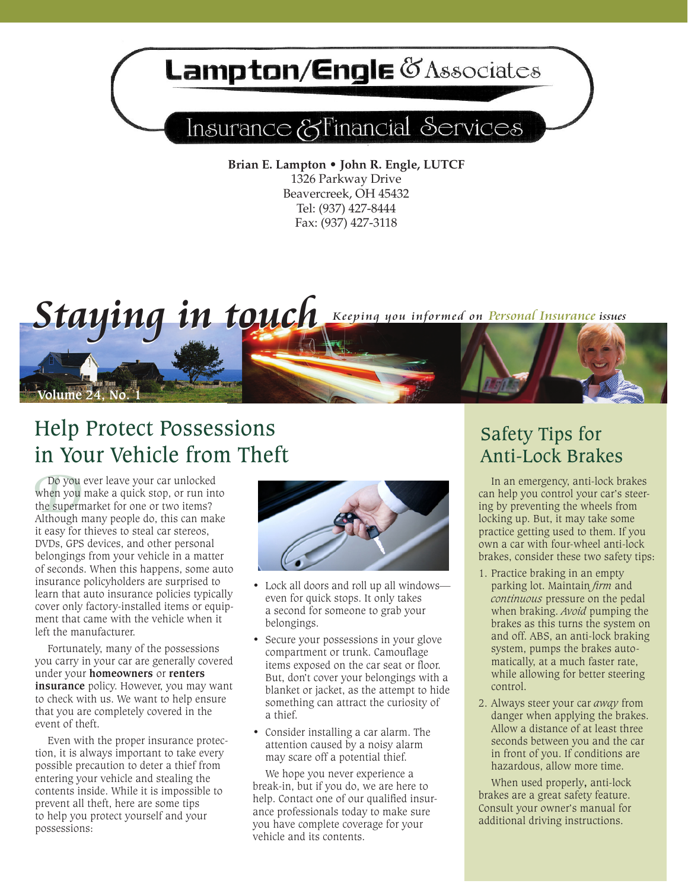# Lampton/Engle & Associates

## Insurance & Financial Services

**Brian E. Lampton • John R. Engle, LUTCF**
1326 Parkway Drive
Beavercreek, OH 45432
Tel: (937) 427-8444
Fax: (937) 427-3118

# Staying in touch

*Keeping you informed on Personal Insurance issues*

Volume 24, No. 1

## Help Protect Possessions in Your Vehicle from Theft

Do you ever leave your car unlocked when you make a quick stop, or run into the supermarket for one or two items? Although many people do, this can make it easy for thieves to steal car stereos, DVDs, GPS devices, and other personal belongings from your vehicle in a matter of seconds. When this happens, some auto insurance policyholders are surprised to learn that auto insurance policies typically cover only factory-installed items or equipment that came with the vehicle when it left the manufacturer.

Fortunately, many of the possessions you carry in your car are generally covered under your **homeowners** or **renters insurance** policy. However, you may want to check with us. We want to help ensure that you are completely covered in the event of theft.

Even with the proper insurance protection, it is always important to take every possible precaution to deter a thief from entering your vehicle and stealing the contents inside. While it is impossible to prevent all theft, here are some tips to help you protect yourself and your possessions:

- Lock all doors and roll up all windows—even for quick stops. It only takes a second for someone to grab your belongings.
- Secure your possessions in your glove compartment or trunk. Camouflage items exposed on the car seat or floor. But, don't cover your belongings with a blanket or jacket, as the attempt to hide something can attract the curiosity of a thief.
- Consider installing a car alarm. The attention caused by a noisy alarm may scare off a potential thief.

We hope you never experience a break-in, but if you do, we are here to help. Contact one of our qualified insurance professionals today to make sure you have complete coverage for your vehicle and its contents.

## Safety Tips for Anti-Lock Brakes

In an emergency, anti-lock brakes can help you control your car's steering by preventing the wheels from locking up. But, it may take some practice getting used to them. If you own a car with four-wheel anti-lock brakes, consider these two safety tips:

1. Practice braking in an empty parking lot. Maintain *firm* and *continuous* pressure on the pedal when braking. *Avoid* pumping the brakes as this turns the system on and off. ABS, an anti-lock braking system, pumps the brakes automatically, at a much faster rate, while allowing for better steering control.
2. Always steer your car *away* from danger when applying the brakes. Allow a distance of at least three seconds between you and the car in front of you. If conditions are hazardous, allow more time.

When used properly, anti-lock brakes are a great safety feature. Consult your owner's manual for additional driving instructions.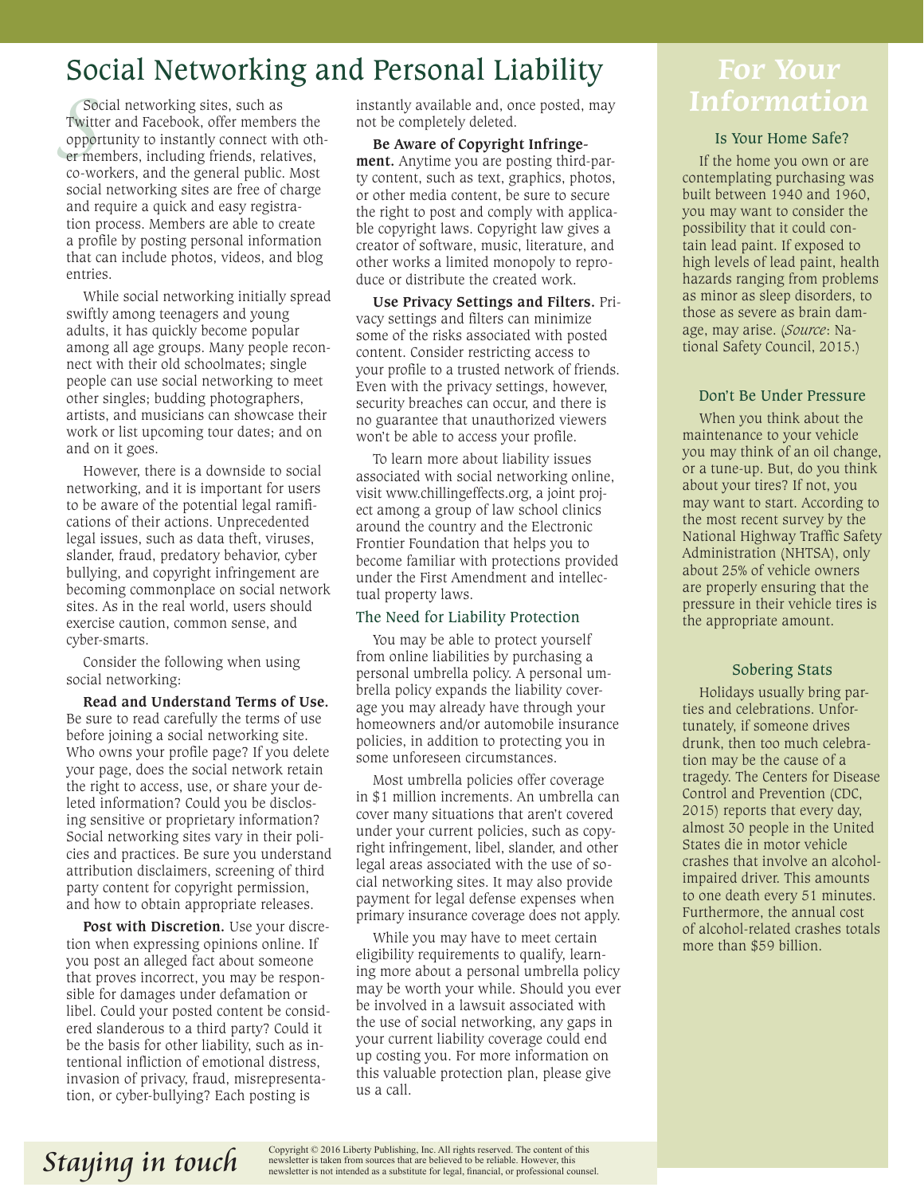# Social Networking and Personal Liability

Social networking sites, such as Twitter and Facebook, offer members the opportunity to instantly connect with other members, including friends, relatives, co-workers, and the general public. Most social networking sites are free of charge and require a quick and easy registration process. Members are able to create a profile by posting personal information that can include photos, videos, and blog entries.

While social networking initially spread swiftly among teenagers and young adults, it has quickly become popular among all age groups. Many people reconnect with their old schoolmates; single people can use social networking to meet other singles; budding photographers, artists, and musicians can showcase their work or list upcoming tour dates; and on and on it goes.

However, there is a downside to social networking, and it is important for users to be aware of the potential legal ramifications of their actions. Unprecedented legal issues, such as data theft, viruses, slander, fraud, predatory behavior, cyber bullying, and copyright infringement are becoming commonplace on social network sites. As in the real world, users should exercise caution, common sense, and cyber-smarts.

Consider the following when using social networking:

**Read and Understand Terms of Use.** Be sure to read carefully the terms of use before joining a social networking site. Who owns your profile page? If you delete your page, does the social network retain the right to access, use, or share your deleted information? Could you be disclosing sensitive or proprietary information? Social networking sites vary in their policies and practices. Be sure you understand attribution disclaimers, screening of third party content for copyright permission, and how to obtain appropriate releases.

**Post with Discretion.** Use your discretion when expressing opinions online. If you post an alleged fact about someone that proves incorrect, you may be responsible for damages under defamation or libel. Could your posted content be considered slanderous to a third party? Could it be the basis for other liability, such as intentional infliction of emotional distress, invasion of privacy, fraud, misrepresentation, or cyber-bullying? Each posting is instantly available and, once posted, may not be completely deleted.

**Be Aware of Copyright Infringement.** Anytime you are posting third-party content, such as text, graphics, photos, or other media content, be sure to secure the right to post and comply with applicable copyright laws. Copyright law gives a creator of software, music, literature, and other works a limited monopoly to reproduce or distribute the created work.

**Use Privacy Settings and Filters.** Privacy settings and filters can minimize some of the risks associated with posted content. Consider restricting access to your profile to a trusted network of friends. Even with the privacy settings, however, security breaches can occur, and there is no guarantee that unauthorized viewers won't be able to access your profile.

To learn more about liability issues associated with social networking online, visit www.chillingeffects.org, a joint project among a group of law school clinics around the country and the Electronic Frontier Foundation that helps you to become familiar with protections provided under the First Amendment and intellectual property laws.

## The Need for Liability Protection

You may be able to protect yourself from online liabilities by purchasing a personal umbrella policy. A personal umbrella policy expands the liability coverage you may already have through your homeowners and/or automobile insurance policies, in addition to protecting you in some unforeseen circumstances.

Most umbrella policies offer coverage in $1 million increments. An umbrella can cover many situations that aren't covered under your current policies, such as copyright infringement, libel, slander, and other legal areas associated with the use of social networking sites. It may also provide payment for legal defense expenses when primary insurance coverage does not apply.

While you may have to meet certain eligibility requirements to qualify, learning more about a personal umbrella policy may be worth your while. Should you ever be involved in a lawsuit associated with the use of social networking, any gaps in your current liability coverage could end up costing you. For more information on this valuable protection plan, please give us a call.

# For Your Information

## Is Your Home Safe?

If the home you own or are contemplating purchasing was built between 1940 and 1960, you may want to consider the possibility that it could contain lead paint. If exposed to high levels of lead paint, health hazards ranging from problems as minor as sleep disorders, to those as severe as brain damage, may arise. (*Source*: National Safety Council, 2015.)

## Don't Be Under Pressure

When you think about the maintenance to your vehicle you may think of an oil change, or a tune-up. But, do you think about your tires? If not, you may want to start. According to the most recent survey by the National Highway Traffic Safety Administration (NHTSA), only about 25% of vehicle owners are properly ensuring that the pressure in their vehicle tires is the appropriate amount.

## Sobering Stats

Holidays usually bring parties and celebrations. Unfortunately, if someone drives drunk, then too much celebration may be the cause of a tragedy. The Centers for Disease Control and Prevention (CDC, 2015) reports that every day, almost 30 people in the United States die in motor vehicle crashes that involve an alcohol-impaired driver. This amounts to one death every 51 minutes. Furthermore, the annual cost of alcohol-related crashes totals more than $59 billion.

*Staying in touch*

Copyright © 2016 Liberty Publishing, Inc. All rights reserved. The content of this newsletter is taken from sources that are believed to be reliable. However, this newsletter is not intended as a substitute for legal, financial, or professional counsel.